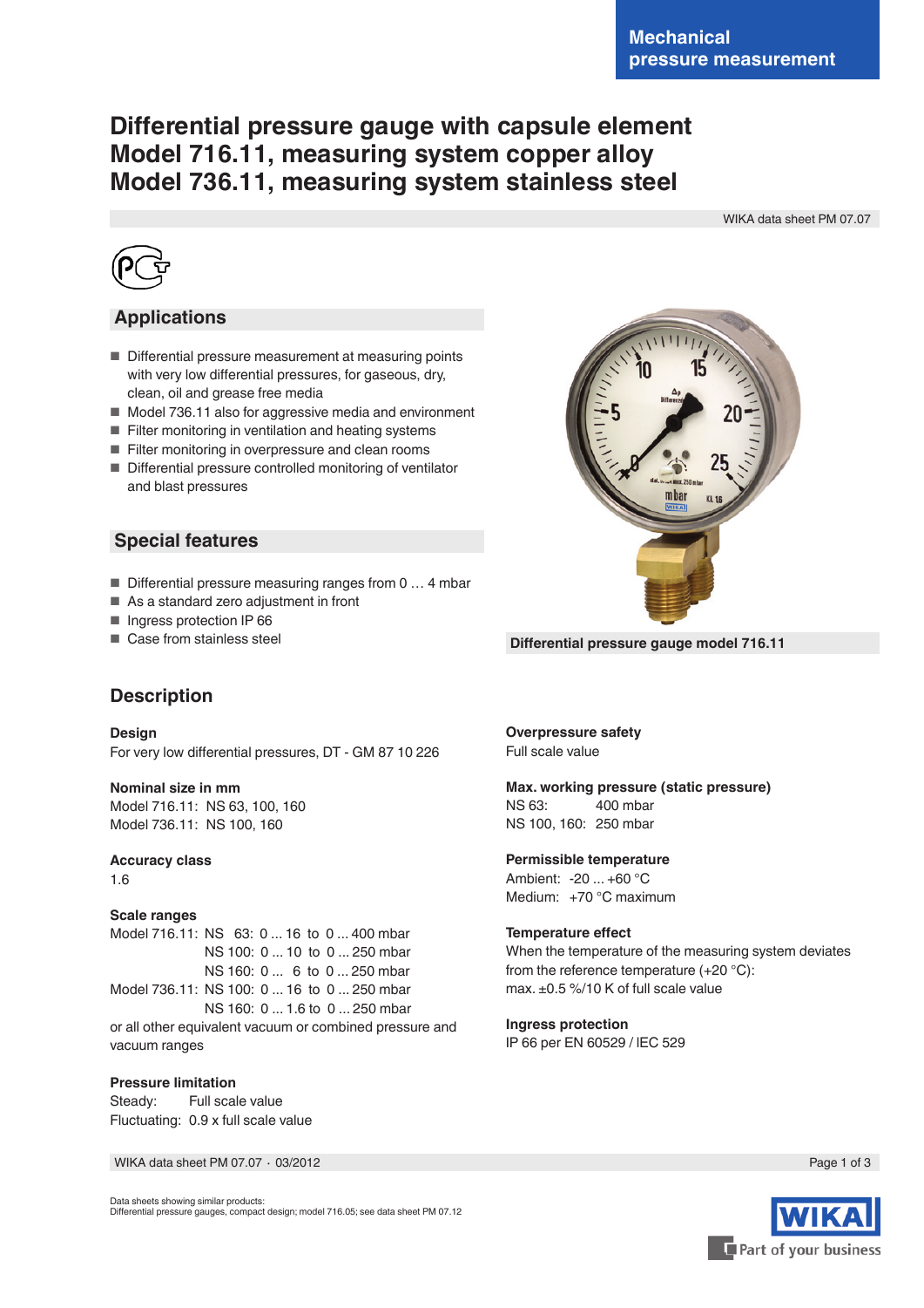Mechanical pressure measurement

# Differential pressure gauge with capsule element
# Model 716.11, measuring system copper alloy
# Model 736.11, measuring system stainless steel

WIKA data sheet PM 07.07

## Applications

- Differential pressure measurement at measuring points with very low differential pressures, for gaseous, dry, clean, oil and grease free media
- Model 736.11 also for aggressive media and environment
- Filter monitoring in ventilation and heating systems
- Filter monitoring in overpressure and clean rooms
- Differential pressure controlled monitoring of ventilator and blast pressures

## Special features

- Differential pressure measuring ranges from 0 … 4 mbar
- As a standard zero adjustment in front
- Ingress protection IP 66
- Case from stainless steel

Differential pressure gauge model 716.11

## Description

**Design**
For very low differential pressures, DT - GM 87 10 226

**Nominal size in mm**
Model 716.11: NS 63, 100, 160
Model 736.11: NS 100, 160

**Accuracy class**
1.6

**Scale ranges**
Model 716.11: NS 63: 0 ... 16 to 0 ... 400 mbar
NS 100: 0 ... 10 to 0 ... 250 mbar
NS 160: 0 ... 6 to 0 ... 250 mbar
Model 736.11: NS 100: 0 ... 16 to 0 ... 250 mbar
NS 160: 0 ... 1.6 to 0 ... 250 mbar
or all other equivalent vacuum or combined pressure and vacuum ranges

**Pressure limitation**
Steady: Full scale value
Fluctuating: 0.9 x full scale value

**Overpressure safety**
Full scale value

**Max. working pressure (static pressure)**
NS 63: 400 mbar
NS 100, 160: 250 mbar

**Permissible temperature**
Ambient: -20 ... +60 °C
Medium: +70 °C maximum

**Temperature effect**
When the temperature of the measuring system deviates from the reference temperature (+20 °C):
max. ±0.5 %/10 K of full scale value

**Ingress protection**
IP 66 per EN 60529 / lEC 529

WIKA data sheet PM 07.07 · 03/2012

Data sheets showing similar products:
Differential pressure gauges, compact design; model 716.05; see data sheet PM 07.12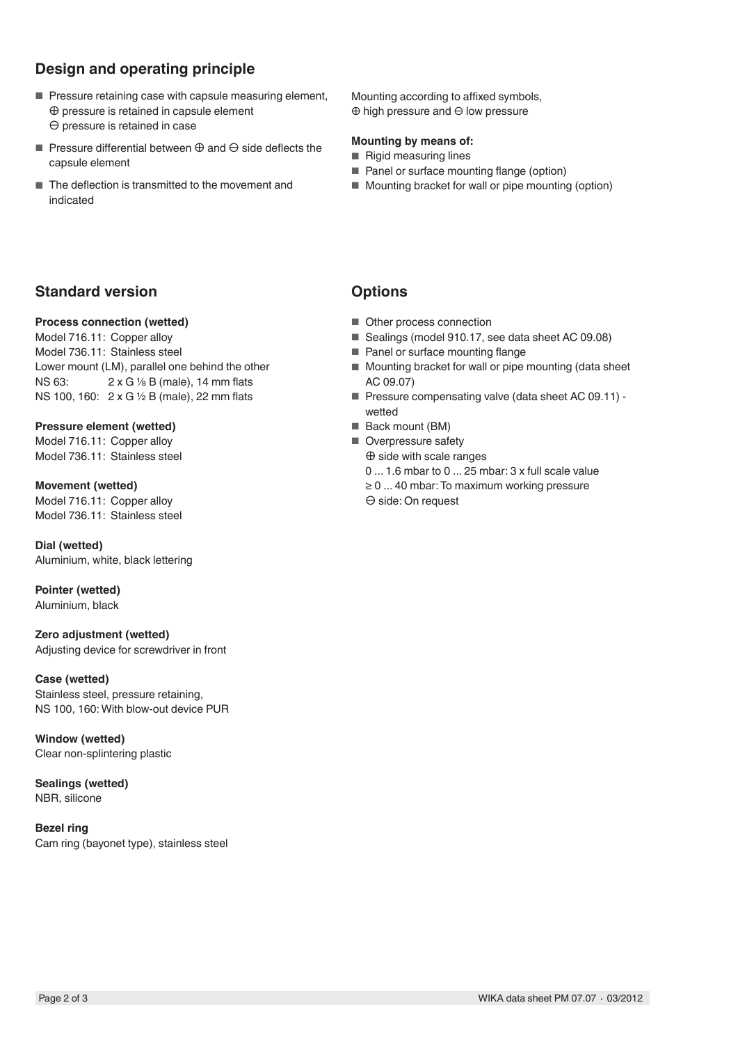## Design and operating principle

- Pressure retaining case with capsule measuring element, ⊕ pressure is retained in capsule element ⊖ pressure is retained in case
- Pressure differential between ⊕ and ⊖ side deflects the capsule element
- The deflection is transmitted to the movement and indicated

Mounting according to affixed symbols, ⊕ high pressure and ⊖ low pressure

**Mounting by means of:**

- Rigid measuring lines
- Panel or surface mounting flange (option)
- Mounting bracket for wall or pipe mounting (option)

## Standard version

**Process connection (wetted)**
Model 716.11: Copper alloy
Model 736.11: Stainless steel
Lower mount (LM), parallel one behind the other
NS 63: 2 x G ⅛ B (male), 14 mm flats
NS 100, 160: 2 x G ½ B (male), 22 mm flats

**Pressure element (wetted)**
Model 716.11: Copper alloy
Model 736.11: Stainless steel

**Movement (wetted)**
Model 716.11: Copper alloy
Model 736.11: Stainless steel

**Dial (wetted)**
Aluminium, white, black lettering

**Pointer (wetted)**
Aluminium, black

**Zero adjustment (wetted)**
Adjusting device for screwdriver in front

**Case (wetted)**
Stainless steel, pressure retaining,
NS 100, 160: With blow-out device PUR

**Window (wetted)**
Clear non-splintering plastic

**Sealings (wetted)**
NBR, silicone

**Bezel ring**
Cam ring (bayonet type), stainless steel

## Options

- Other process connection
- Sealings (model 910.17, see data sheet AC 09.08)
- Panel or surface mounting flange
- Mounting bracket for wall or pipe mounting (data sheet AC 09.07)
- Pressure compensating valve (data sheet AC 09.11) - wetted
- Back mount (BM)
- Overpressure safety
  ⊕ side with scale ranges
  0 ... 1.6 mbar to 0 ... 25 mbar: 3 x full scale value
  ≥ 0 ... 40 mbar: To maximum working pressure
  ⊖ side: On request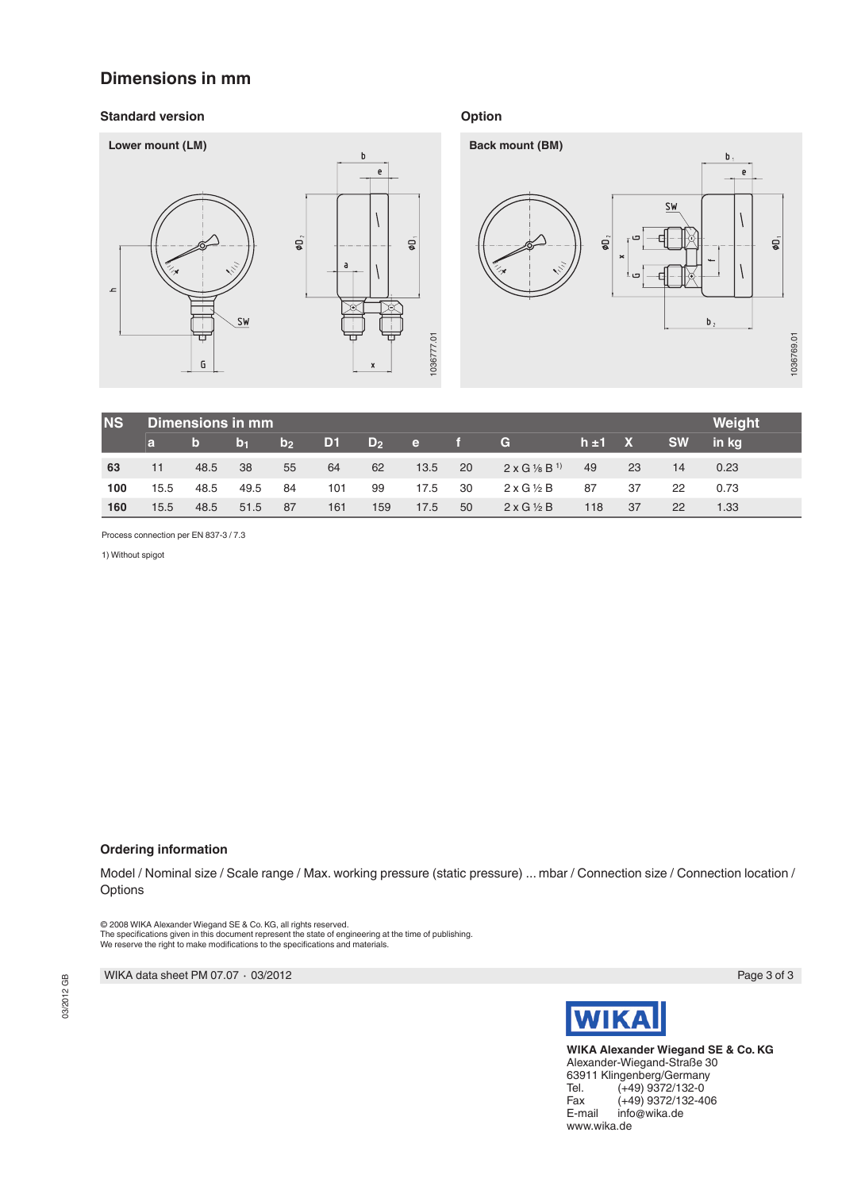## Dimensions in mm

### Standard version

Lower mount (LM)

### Option

Back mount (BM)

| NS | Dimensions in mm | | | | | | | | | | | | Weight |
|---|---|---|---|---|---|---|---|---|---|---|---|---|---|
| | a | b | $b_1$ | $b_2$ | D1 | $D_2$ | e | f | G | h ±1 | X | SW | in kg |
| **63** | 11 | 48.5 | 38 | 55 | 64 | 62 | 13.5 | 20 | 2 x G ⅛ B [1] | 49 | 23 | 14 | 0.23 |
| **100** | 15.5 | 48.5 | 49.5 | 84 | 101 | 99 | 17.5 | 30 | 2 x G ½ B | 87 | 37 | 22 | 0.73 |
| **160** | 15.5 | 48.5 | 51.5 | 87 | 161 | 159 | 17.5 | 50 | 2 x G ½ B | 118 | 37 | 22 | 1.33 |

Process connection per EN 837-3 / 7.3

1) Without spigot

### Ordering information

Model / Nominal size / Scale range / Max. working pressure (static pressure) ... mbar / Connection size / Connection location / Options

© 2008 WIKA Alexander Wiegand SE & Co. KG, all rights reserved.
The specifications given in this document represent the state of engineering at the time of publishing.
We reserve the right to make modifications to the specifications and materials.

**WIKA Alexander Wiegand SE & Co. KG**
Alexander-Wiegand-Straße 30
63911 Klingenberg/Germany
Tel. (+49) 9372/132-0
Fax (+49) 9372/132-406
E-mail info@wika.de
www.wika.de